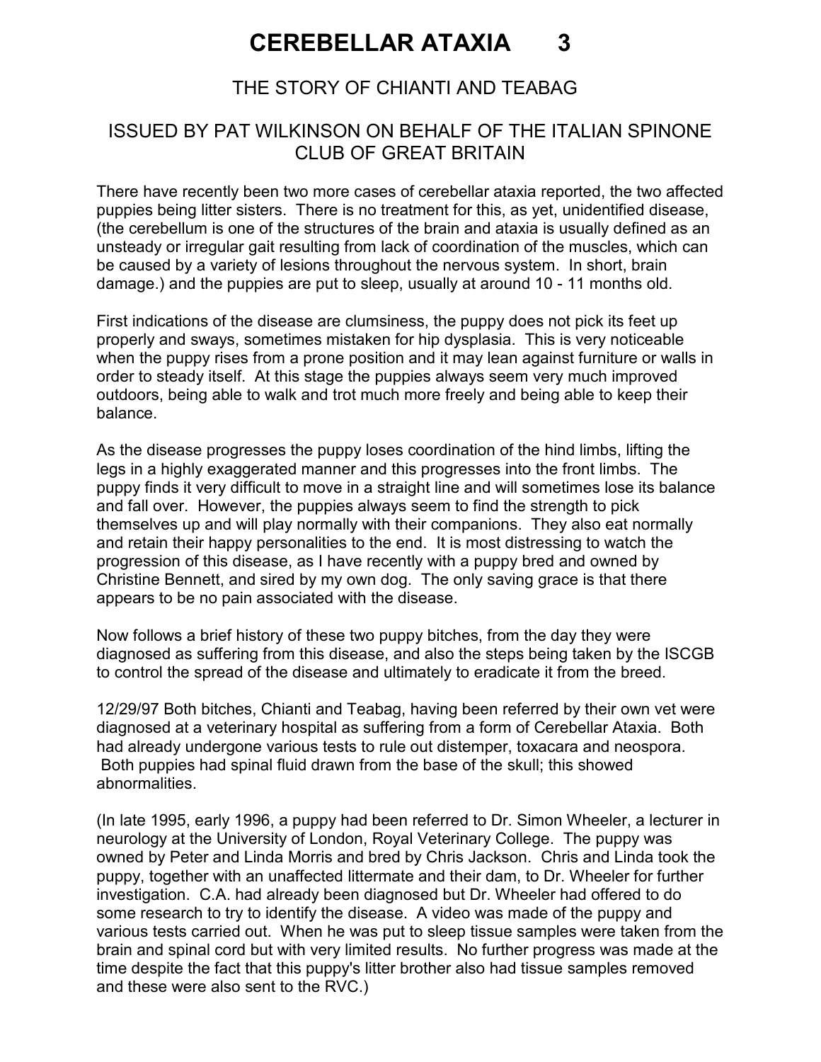# CEREBELLAR ATAXIA 3

## THE STORY OF CHIANTI AND TEABAG

## ISSUED BY PAT WILKINSON ON BEHALF OF THE ITALIAN SPINONE CLUB OF GREAT BRITAIN

There have recently been two more cases of cerebellar ataxia reported, the two affected puppies being litter sisters. There is no treatment for this, as yet, unidentified disease, (the cerebellum is one of the structures of the brain and ataxia is usually defined as an unsteady or irregular gait resulting from lack of coordination of the muscles, which can be caused by a variety of lesions throughout the nervous system. In short, brain damage.) and the puppies are put to sleep, usually at around 10 - 11 months old.

First indications of the disease are clumsiness, the puppy does not pick its feet up properly and sways, sometimes mistaken for hip dysplasia. This is very noticeable when the puppy rises from a prone position and it may lean against furniture or walls in order to steady itself. At this stage the puppies always seem very much improved outdoors, being able to walk and trot much more freely and being able to keep their balance.

As the disease progresses the puppy loses coordination of the hind limbs, lifting the legs in a highly exaggerated manner and this progresses into the front limbs. The puppy finds it very difficult to move in a straight line and will sometimes lose its balance and fall over. However, the puppies always seem to find the strength to pick themselves up and will play normally with their companions. They also eat normally and retain their happy personalities to the end. It is most distressing to watch the progression of this disease, as I have recently with a puppy bred and owned by Christine Bennett, and sired by my own dog. The only saving grace is that there appears to be no pain associated with the disease.

Now follows a brief history of these two puppy bitches, from the day they were diagnosed as suffering from this disease, and also the steps being taken by the ISCGB to control the spread of the disease and ultimately to eradicate it from the breed.

12/29/97 Both bitches, Chianti and Teabag, having been referred by their own vet were diagnosed at a veterinary hospital as suffering from a form of Cerebellar Ataxia. Both had already undergone various tests to rule out distemper, toxacara and neospora. Both puppies had spinal fluid drawn from the base of the skull; this showed abnormalities.

(In late 1995, early 1996, a puppy had been referred to Dr. Simon Wheeler, a lecturer in neurology at the University of London, Royal Veterinary College. The puppy was owned by Peter and Linda Morris and bred by Chris Jackson. Chris and Linda took the puppy, together with an unaffected littermate and their dam, to Dr. Wheeler for further investigation. C.A. had already been diagnosed but Dr. Wheeler had offered to do some research to try to identify the disease. A video was made of the puppy and various tests carried out. When he was put to sleep tissue samples were taken from the brain and spinal cord but with very limited results. No further progress was made at the time despite the fact that this puppy's litter brother also had tissue samples removed and these were also sent to the RVC.)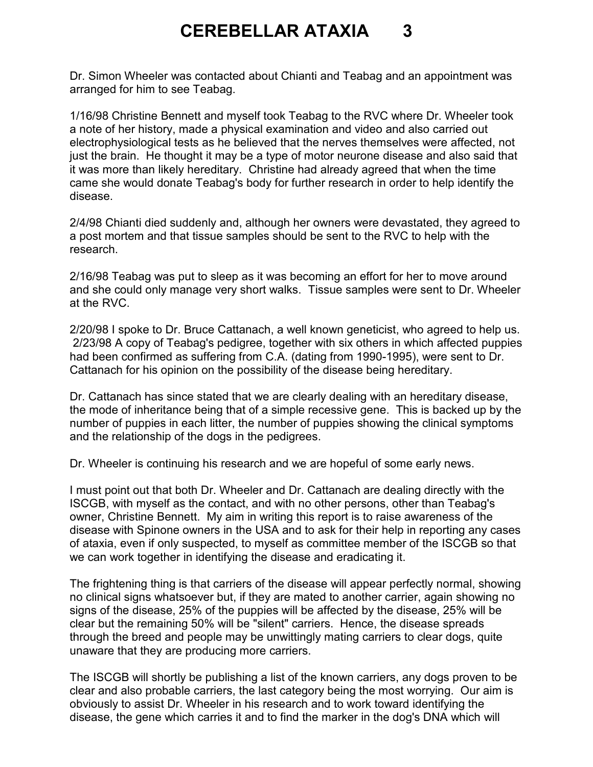Dr. Simon Wheeler was contacted about Chianti and Teabag and an appointment was arranged for him to see Teabag.

1/16/98 Christine Bennett and myself took Teabag to the RVC where Dr. Wheeler took a note of her history, made a physical examination and video and also carried out electrophysiological tests as he believed that the nerves themselves were affected, not just the brain. He thought it may be a type of motor neurone disease and also said that it was more than likely hereditary. Christine had already agreed that when the time came she would donate Teabag's body for further research in order to help identify the disease.

2/4/98 Chianti died suddenly and, although her owners were devastated, they agreed to a post mortem and that tissue samples should be sent to the RVC to help with the research.

2/16/98 Teabag was put to sleep as it was becoming an effort for her to move around and she could only manage very short walks. Tissue samples were sent to Dr. Wheeler at the RVC.

2/20/98 I spoke to Dr. Bruce Cattanach, a well known geneticist, who agreed to help us. 2/23/98 A copy of Teabag's pedigree, together with six others in which affected puppies had been confirmed as suffering from C.A. (dating from 1990-1995), were sent to Dr. Cattanach for his opinion on the possibility of the disease being hereditary.

Dr. Cattanach has since stated that we are clearly dealing with an hereditary disease, the mode of inheritance being that of a simple recessive gene. This is backed up by the number of puppies in each litter, the number of puppies showing the clinical symptoms and the relationship of the dogs in the pedigrees.

Dr. Wheeler is continuing his research and we are hopeful of some early news.

I must point out that both Dr. Wheeler and Dr. Cattanach are dealing directly with the ISCGB, with myself as the contact, and with no other persons, other than Teabag's owner, Christine Bennett. My aim in writing this report is to raise awareness of the disease with Spinone owners in the USA and to ask for their help in reporting any cases of ataxia, even if only suspected, to myself as committee member of the ISCGB so that we can work together in identifying the disease and eradicating it.

The frightening thing is that carriers of the disease will appear perfectly normal, showing no clinical signs whatsoever but, if they are mated to another carrier, again showing no signs of the disease, 25% of the puppies will be affected by the disease, 25% will be clear but the remaining 50% will be "silent" carriers. Hence, the disease spreads through the breed and people may be unwittingly mating carriers to clear dogs, quite unaware that they are producing more carriers.

The ISCGB will shortly be publishing a list of the known carriers, any dogs proven to be clear and also probable carriers, the last category being the most worrying. Our aim is obviously to assist Dr. Wheeler in his research and to work toward identifying the disease, the gene which carries it and to find the marker in the dog's DNA which will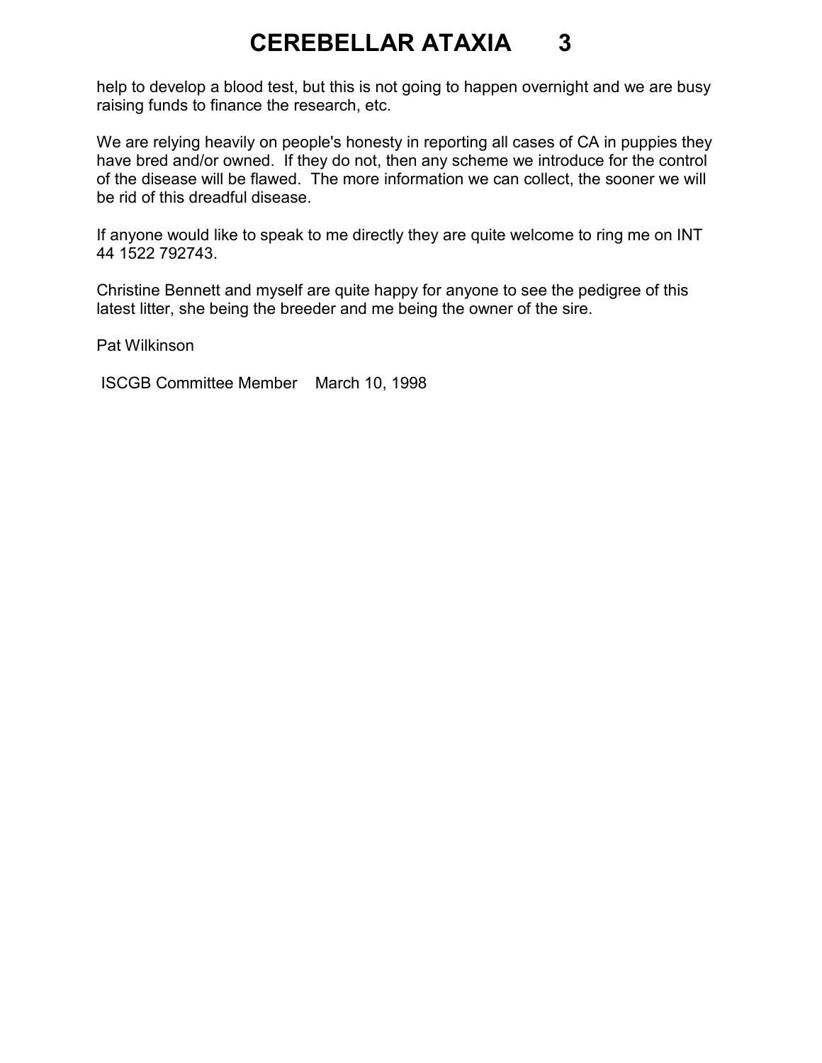help to develop a blood test, but this is not going to happen overnight and we are busy raising funds to finance the research, etc.

We are relying heavily on people's honesty in reporting all cases of CA in puppies they have bred and/or owned. If they do not, then any scheme we introduce for the control of the disease will be flawed. The more information we can collect, the sooner we will be rid of this dreadful disease.

If anyone would like to speak to me directly they are quite welcome to ring me on INT 44 1522 792743.

Christine Bennett and myself are quite happy for anyone to see the pedigree of this latest litter, she being the breeder and me being the owner of the sire.

Pat Wilkinson

ISCGB Committee Member    March 10, 1998